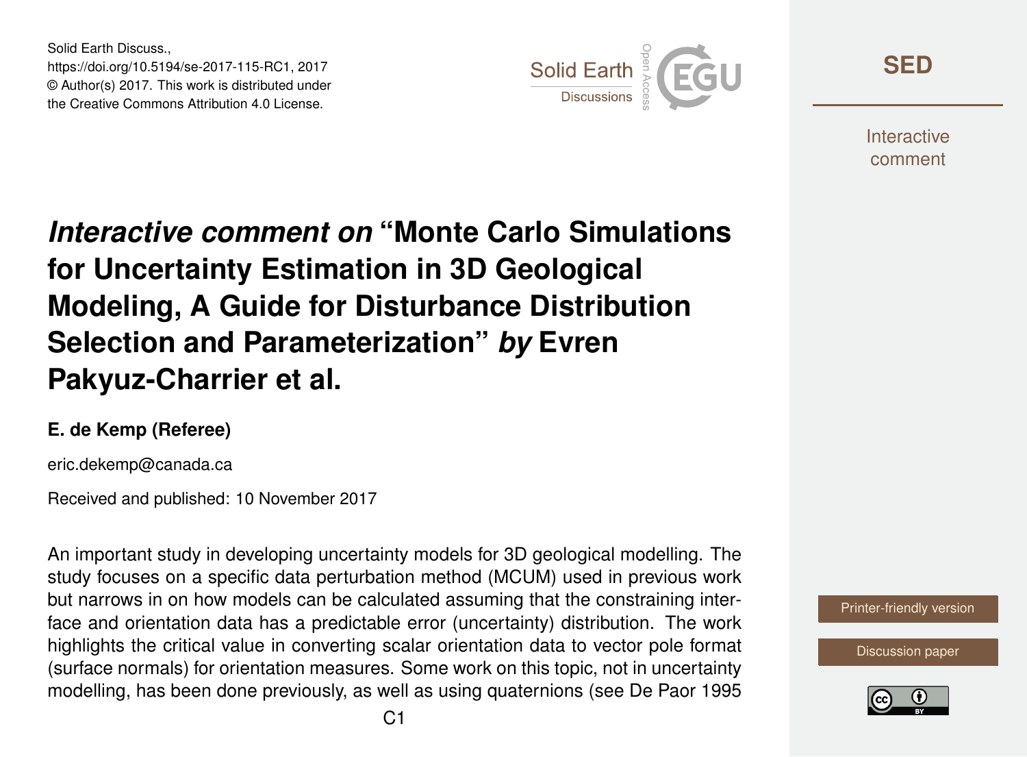Solid Earth Discuss.,
https://doi.org/10.5194/se-2017-115-RC1, 2017
© Author(s) 2017. This work is distributed under
the Creative Commons Attribution 4.0 License.

# *Interactive comment on* "Monte Carlo Simulations for Uncertainty Estimation in 3D Geological Modeling, A Guide for Disturbance Distribution Selection and Parameterization" *by* Evren Pakyuz-Charrier et al.

**E. de Kemp (Referee)**

eric.dekemp@canada.ca

Received and published: 10 November 2017

An important study in developing uncertainty models for 3D geological modelling. The study focuses on a specific data perturbation method (MCUM) used in previous work but narrows in on how models can be calculated assuming that the constraining interface and orientation data has a predictable error (uncertainty) distribution. The work highlights the critical value in converting scalar orientation data to vector pole format (surface normals) for orientation measures. Some work on this topic, not in uncertainty modelling, has been done previously, as well as using quaternions (see De Paor 1995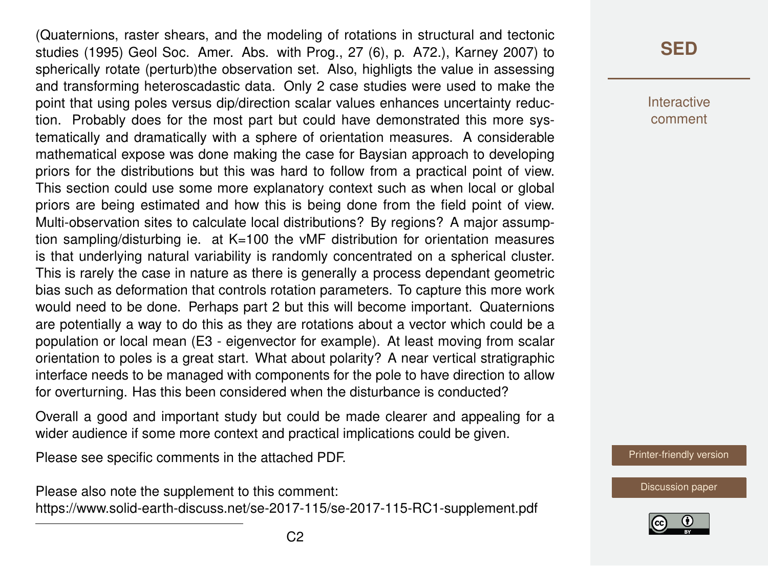(Quaternions, raster shears, and the modeling of rotations in structural and tectonic studies (1995) Geol Soc. Amer. Abs. with Prog., 27 (6), p. A72.), Karney 2007) to spherically rotate (perturb)the observation set. Also, highligts the value in assessing and transforming heteroscadastic data. Only 2 case studies were used to make the point that using poles versus dip/direction scalar values enhances uncertainty reduction. Probably does for the most part but could have demonstrated this more systematically and dramatically with a sphere of orientation measures. A considerable mathematical expose was done making the case for Baysian approach to developing priors for the distributions but this was hard to follow from a practical point of view. This section could use some more explanatory context such as when local or global priors are being estimated and how this is being done from the field point of view. Multi-observation sites to calculate local distributions? By regions? A major assumption sampling/disturbing ie. at K=100 the vMF distribution for orientation measures is that underlying natural variability is randomly concentrated on a spherical cluster. This is rarely the case in nature as there is generally a process dependant geometric bias such as deformation that controls rotation parameters. To capture this more work would need to be done. Perhaps part 2 but this will become important. Quaternions are potentially a way to do this as they are rotations about a vector which could be a population or local mean (E3 - eigenvector for example). At least moving from scalar orientation to poles is a great start. What about polarity? A near vertical stratigraphic interface needs to be managed with components for the pole to have direction to allow for overturning. Has this been considered when the disturbance is conducted?

Overall a good and important study but could be made clearer and appealing for a wider audience if some more context and practical implications could be given.

Please see specific comments in the attached PDF.

Please also note the supplement to this comment:
https://www.solid-earth-discuss.net/se-2017-115/se-2017-115-RC1-supplement.pdf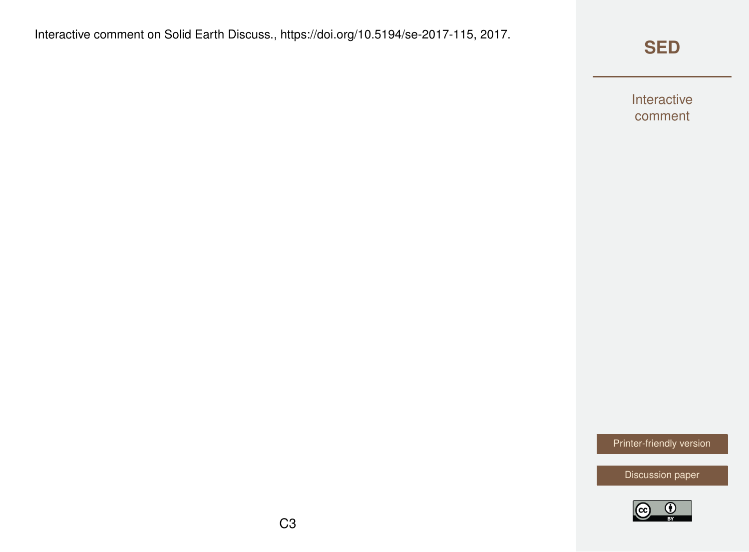Interactive comment on Solid Earth Discuss., https://doi.org/10.5194/se-2017-115, 2017.